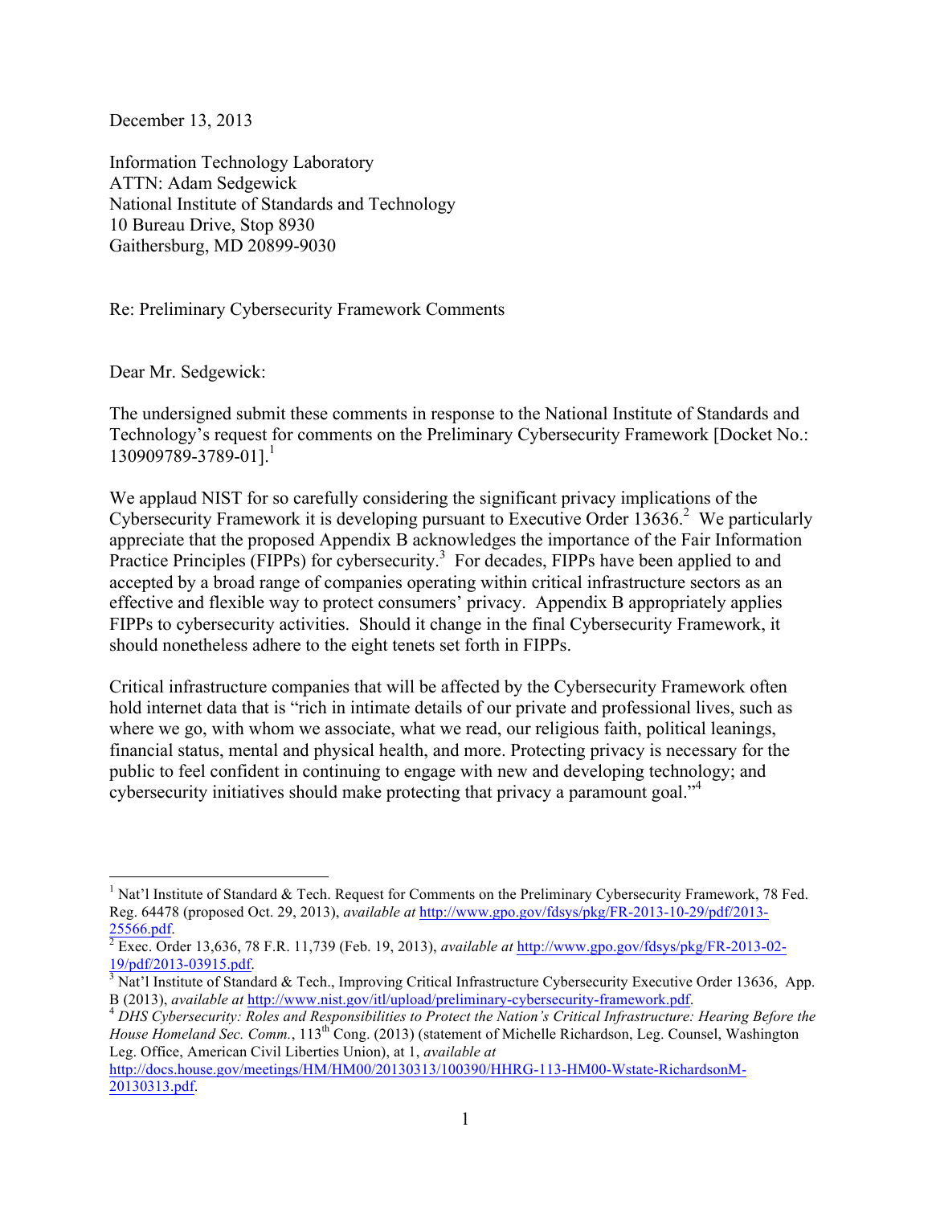December 13, 2013

Information Technology Laboratory
ATTN: Adam Sedgewick
National Institute of Standards and Technology
10 Bureau Drive, Stop 8930
Gaithersburg, MD 20899-9030

Re: Preliminary Cybersecurity Framework Comments

Dear Mr. Sedgewick:

The undersigned submit these comments in response to the National Institute of Standards and Technology's request for comments on the Preliminary Cybersecurity Framework [Docket No.: 130909789-3789-01].[1]

We applaud NIST for so carefully considering the significant privacy implications of the Cybersecurity Framework it is developing pursuant to Executive Order 13636.[2] We particularly appreciate that the proposed Appendix B acknowledges the importance of the Fair Information Practice Principles (FIPPs) for cybersecurity.[3] For decades, FIPPs have been applied to and accepted by a broad range of companies operating within critical infrastructure sectors as an effective and flexible way to protect consumers' privacy. Appendix B appropriately applies FIPPs to cybersecurity activities. Should it change in the final Cybersecurity Framework, it should nonetheless adhere to the eight tenets set forth in FIPPs.

Critical infrastructure companies that will be affected by the Cybersecurity Framework often hold internet data that is "rich in intimate details of our private and professional lives, such as where we go, with whom we associate, what we read, our religious faith, political leanings, financial status, mental and physical health, and more. Protecting privacy is necessary for the public to feel confident in continuing to engage with new and developing technology; and cybersecurity initiatives should make protecting that privacy a paramount goal."[4]

---

[1] Nat'l Institute of Standard & Tech. Request for Comments on the Preliminary Cybersecurity Framework, 78 Fed. Reg. 64478 (proposed Oct. 29, 2013), *available at* http://www.gpo.gov/fdsys/pkg/FR-2013-10-29/pdf/2013-25566.pdf.

[2] Exec. Order 13,636, 78 F.R. 11,739 (Feb. 19, 2013), *available at* http://www.gpo.gov/fdsys/pkg/FR-2013-02-19/pdf/2013-03915.pdf.

[3] Nat'l Institute of Standard & Tech., Improving Critical Infrastructure Cybersecurity Executive Order 13636, App. B (2013), *available at* http://www.nist.gov/itl/upload/preliminary-cybersecurity-framework.pdf.

[4] *DHS Cybersecurity: Roles and Responsibilities to Protect the Nation's Critical Infrastructure: Hearing Before the House Homeland Sec. Comm.*, 113th Cong. (2013) (statement of Michelle Richardson, Leg. Counsel, Washington Leg. Office, American Civil Liberties Union), at 1, *available at* http://docs.house.gov/meetings/HM/HM00/20130313/100390/HHRG-113-HM00-Wstate-RichardsonM-20130313.pdf.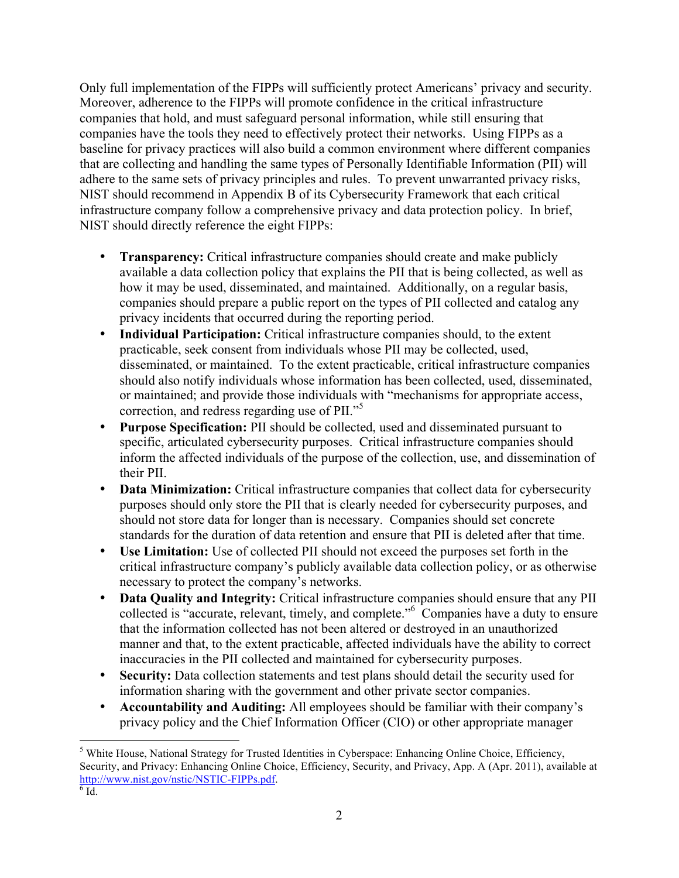Only full implementation of the FIPPs will sufficiently protect Americans' privacy and security. Moreover, adherence to the FIPPs will promote confidence in the critical infrastructure companies that hold, and must safeguard personal information, while still ensuring that companies have the tools they need to effectively protect their networks. Using FIPPs as a baseline for privacy practices will also build a common environment where different companies that are collecting and handling the same types of Personally Identifiable Information (PII) will adhere to the same sets of privacy principles and rules. To prevent unwarranted privacy risks, NIST should recommend in Appendix B of its Cybersecurity Framework that each critical infrastructure company follow a comprehensive privacy and data protection policy. In brief, NIST should directly reference the eight FIPPs:

- **Transparency:** Critical infrastructure companies should create and make publicly available a data collection policy that explains the PII that is being collected, as well as how it may be used, disseminated, and maintained. Additionally, on a regular basis, companies should prepare a public report on the types of PII collected and catalog any privacy incidents that occurred during the reporting period.
- **Individual Participation:** Critical infrastructure companies should, to the extent practicable, seek consent from individuals whose PII may be collected, used, disseminated, or maintained. To the extent practicable, critical infrastructure companies should also notify individuals whose information has been collected, used, disseminated, or maintained; and provide those individuals with "mechanisms for appropriate access, correction, and redress regarding use of PII."[5]
- **Purpose Specification:** PII should be collected, used and disseminated pursuant to specific, articulated cybersecurity purposes. Critical infrastructure companies should inform the affected individuals of the purpose of the collection, use, and dissemination of their PII.
- **Data Minimization:** Critical infrastructure companies that collect data for cybersecurity purposes should only store the PII that is clearly needed for cybersecurity purposes, and should not store data for longer than is necessary. Companies should set concrete standards for the duration of data retention and ensure that PII is deleted after that time.
- **Use Limitation:** Use of collected PII should not exceed the purposes set forth in the critical infrastructure company's publicly available data collection policy, or as otherwise necessary to protect the company's networks.
- **Data Quality and Integrity:** Critical infrastructure companies should ensure that any PII collected is "accurate, relevant, timely, and complete."[6] Companies have a duty to ensure that the information collected has not been altered or destroyed in an unauthorized manner and that, to the extent practicable, affected individuals have the ability to correct inaccuracies in the PII collected and maintained for cybersecurity purposes.
- **Security:** Data collection statements and test plans should detail the security used for information sharing with the government and other private sector companies.
- **Accountability and Auditing:** All employees should be familiar with their company's privacy policy and the Chief Information Officer (CIO) or other appropriate manager

---

[5] White House, National Strategy for Trusted Identities in Cyberspace: Enhancing Online Choice, Efficiency, Security, and Privacy: Enhancing Online Choice, Efficiency, Security, and Privacy, App. A (Apr. 2011), available at http://www.nist.gov/nstic/NSTIC-FIPPs.pdf.

[6] Id.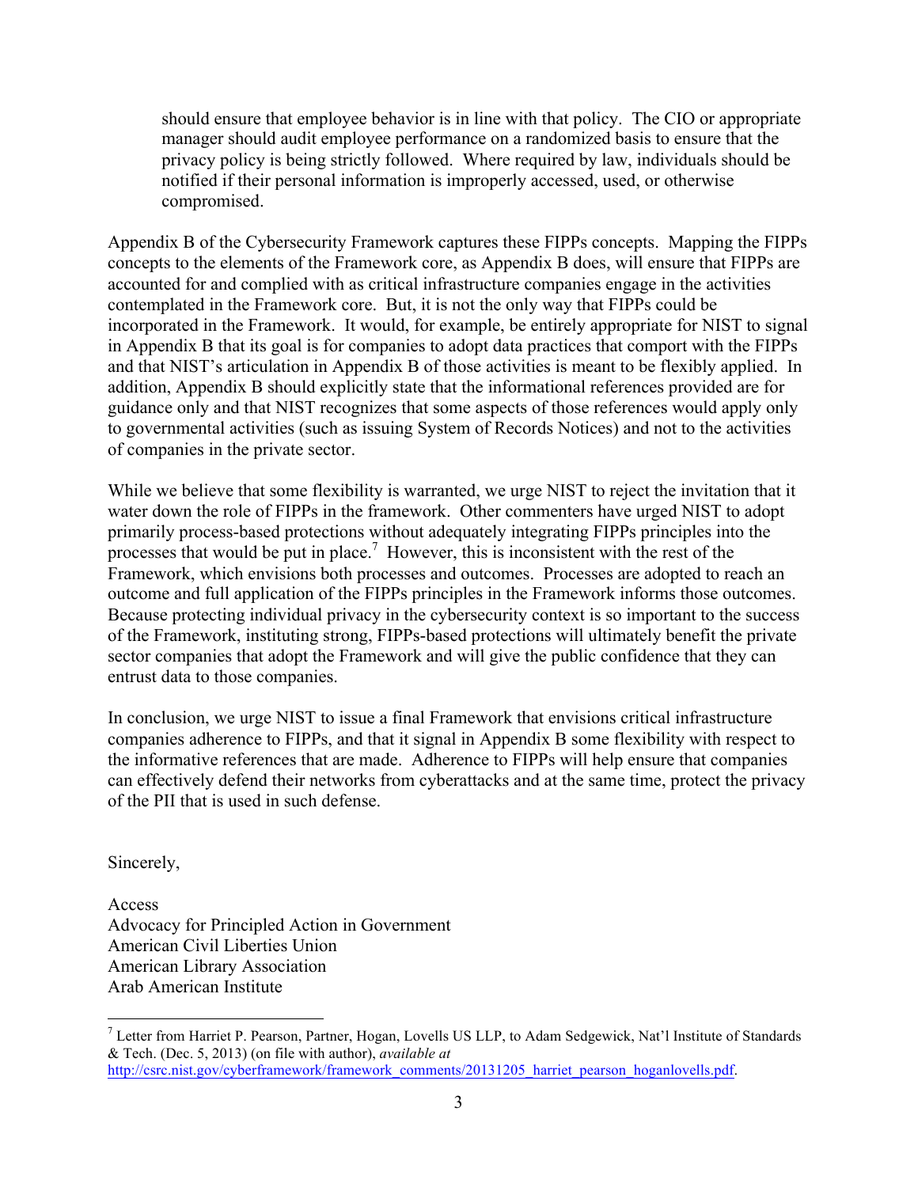should ensure that employee behavior is in line with that policy. The CIO or appropriate manager should audit employee performance on a randomized basis to ensure that the privacy policy is being strictly followed. Where required by law, individuals should be notified if their personal information is improperly accessed, used, or otherwise compromised.

Appendix B of the Cybersecurity Framework captures these FIPPs concepts. Mapping the FIPPs concepts to the elements of the Framework core, as Appendix B does, will ensure that FIPPs are accounted for and complied with as critical infrastructure companies engage in the activities contemplated in the Framework core. But, it is not the only way that FIPPs could be incorporated in the Framework. It would, for example, be entirely appropriate for NIST to signal in Appendix B that its goal is for companies to adopt data practices that comport with the FIPPs and that NIST's articulation in Appendix B of those activities is meant to be flexibly applied. In addition, Appendix B should explicitly state that the informational references provided are for guidance only and that NIST recognizes that some aspects of those references would apply only to governmental activities (such as issuing System of Records Notices) and not to the activities of companies in the private sector.

While we believe that some flexibility is warranted, we urge NIST to reject the invitation that it water down the role of FIPPs in the framework. Other commenters have urged NIST to adopt primarily process-based protections without adequately integrating FIPPs principles into the processes that would be put in place.[7] However, this is inconsistent with the rest of the Framework, which envisions both processes and outcomes. Processes are adopted to reach an outcome and full application of the FIPPs principles in the Framework informs those outcomes. Because protecting individual privacy in the cybersecurity context is so important to the success of the Framework, instituting strong, FIPPs-based protections will ultimately benefit the private sector companies that adopt the Framework and will give the public confidence that they can entrust data to those companies.

In conclusion, we urge NIST to issue a final Framework that envisions critical infrastructure companies adherence to FIPPs, and that it signal in Appendix B some flexibility with respect to the informative references that are made. Adherence to FIPPs will help ensure that companies can effectively defend their networks from cyberattacks and at the same time, protect the privacy of the PII that is used in such defense.

Sincerely,

Access
Advocacy for Principled Action in Government
American Civil Liberties Union
American Library Association
Arab American Institute

---

[7] Letter from Harriet P. Pearson, Partner, Hogan, Lovells US LLP, to Adam Sedgewick, Nat'l Institute of Standards & Tech. (Dec. 5, 2013) (on file with author), *available at* http://csrc.nist.gov/cyberframework/framework_comments/20131205_harriet_pearson_hoganlovells.pdf.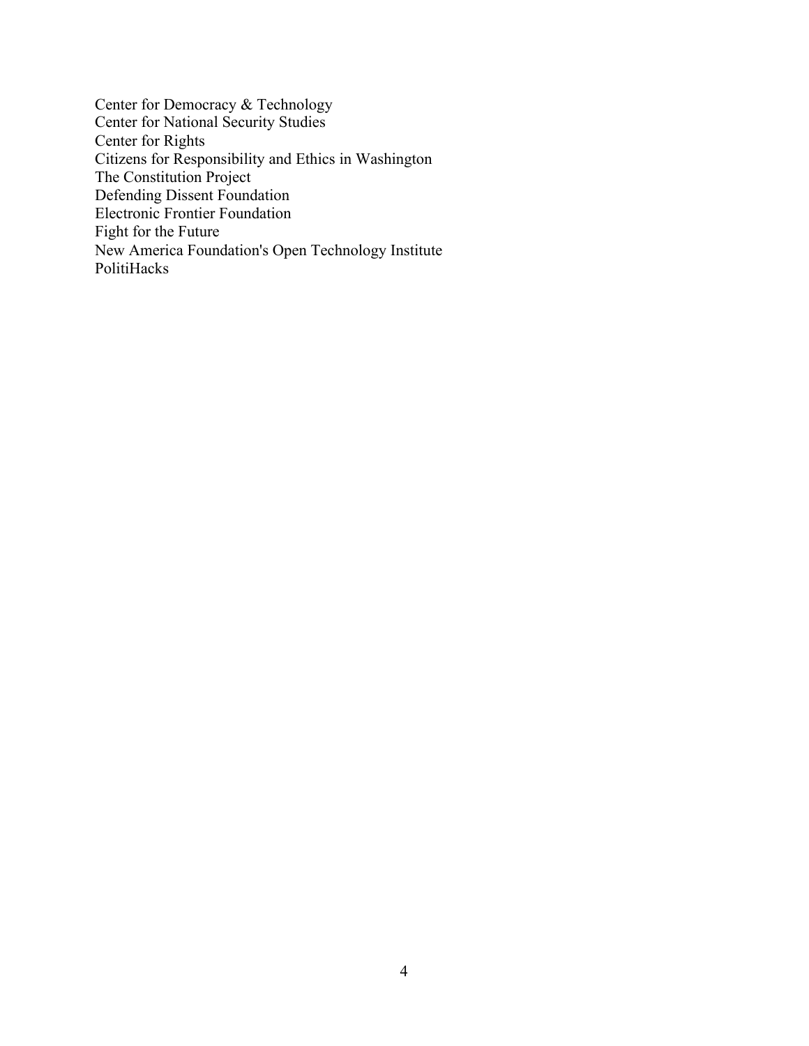Center for Democracy & Technology
Center for National Security Studies
Center for Rights
Citizens for Responsibility and Ethics in Washington
The Constitution Project
Defending Dissent Foundation
Electronic Frontier Foundation
Fight for the Future
New America Foundation's Open Technology Institute
PolitiHacks